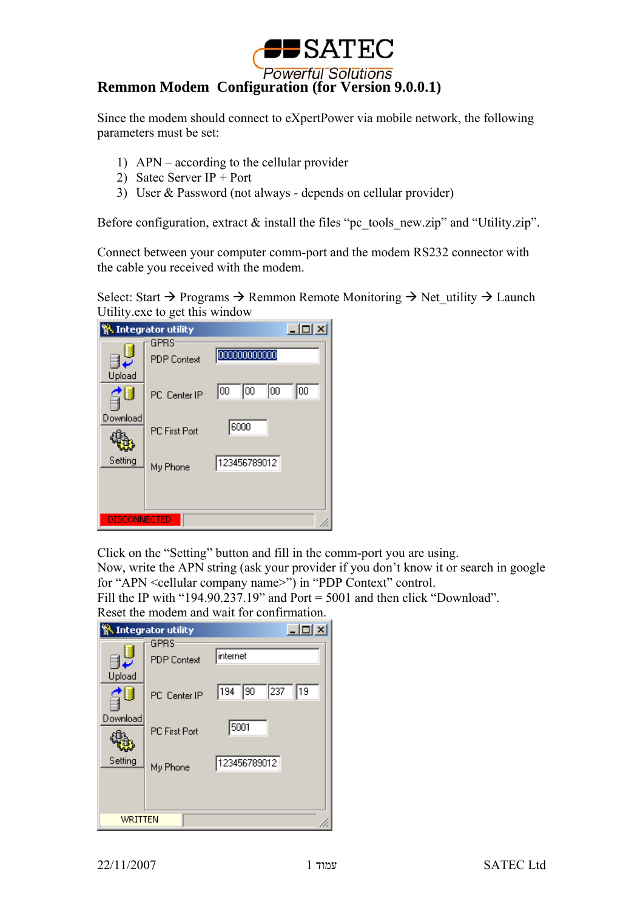# Remmon Modem Configuration (for Version 9.0.0.1)

Since the modem should connect to eXpertPower via mobile network, the following parameters must be set:

1) APN – according to the cellular provider
2) Satec Server IP + Port
3) User & Password (not always - depends on cellular provider)

Before configuration, extract & install the files "pc_tools_new.zip" and "Utility.zip".

Connect between your computer comm-port and the modem RS232 connector with the cable you received with the modem.

Select: Start → Programs → Remmon Remote Monitoring → Net_utility → Launch Utility.exe to get this window

Click on the "Setting" button and fill in the comm-port you are using.
Now, write the APN string (ask your provider if you don't know it or search in google for "APN <cellular company name>") in "PDP Context" control.
Fill the IP with "194.90.237.19" and Port = 5001 and then click "Download".
Reset the modem and wait for confirmation.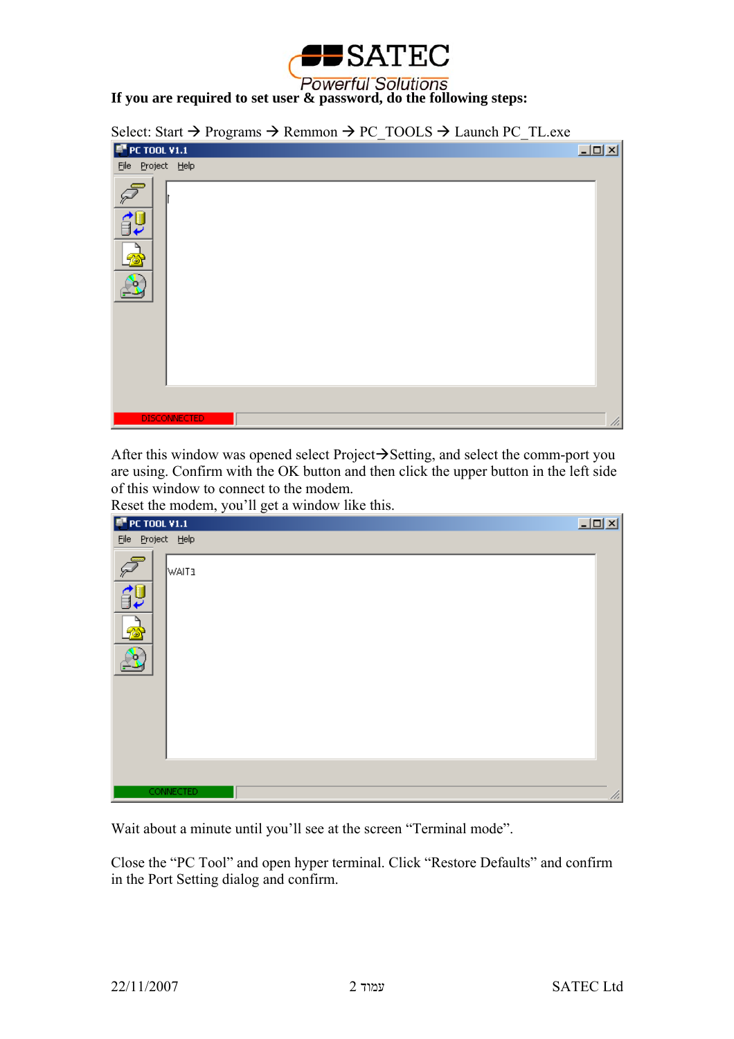**If you are required to set user & password, do the following steps:**

Select: Start → Programs → Remmon → PC_TOOLS → Launch PC_TL.exe

After this window was opened select Project→Setting, and select the comm-port you are using. Confirm with the OK button and then click the upper button in the left side of this window to connect to the modem.
Reset the modem, you'll get a window like this.

Wait about a minute until you'll see at the screen "Terminal mode".

Close the "PC Tool" and open hyper terminal. Click "Restore Defaults" and confirm in the Port Setting dialog and confirm.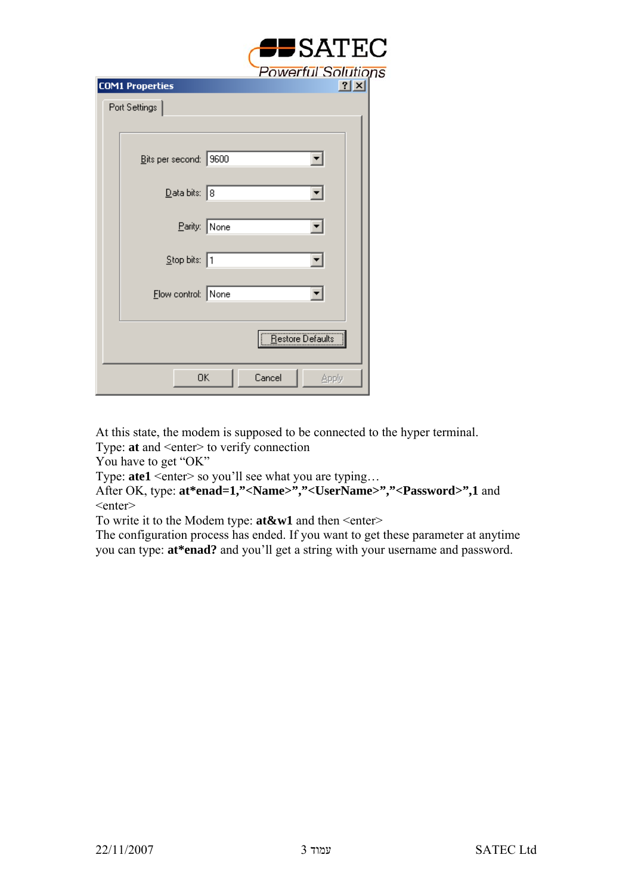COM1 Properties

Port Settings

Bits per second: 9600

Data bits: 8

Parity: None

Stop bits: 1

Flow control: None

Restore Defaults

OK Cancel Apply

At this state, the modem is supposed to be connected to the hyper terminal.
Type: **at** and <enter> to verify connection
You have to get "OK"
Type: **ate1** <enter> so you'll see what you are typing…
After OK, type: **at*enad=1,"<Name>","<UserName>","<Password>",1** and <enter>
To write it to the Modem type: **at&w1** and then <enter>
The configuration process has ended. If you want to get these parameter at anytime you can type: **at*enad?** and you'll get a string with your username and password.